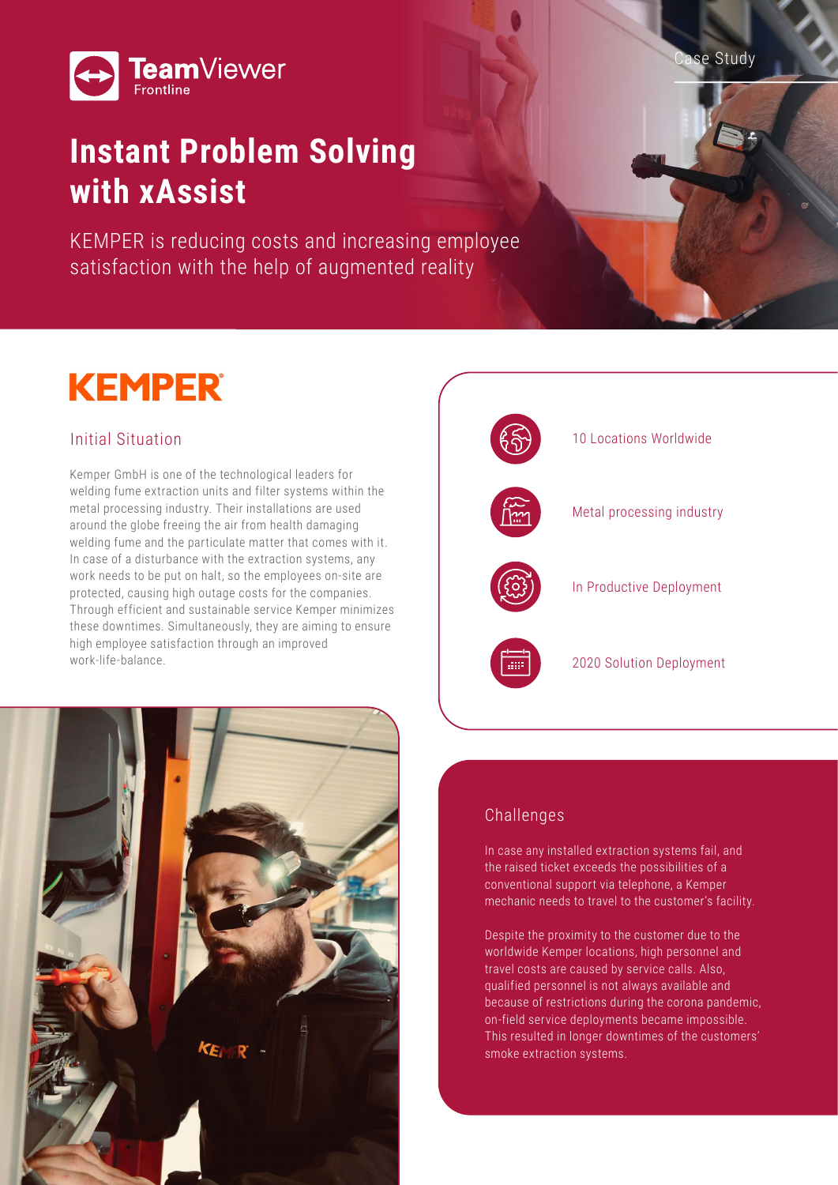TeamViewer Frontline

Case Study

# Instant Problem Solving with xAssist

KEMPER is reducing costs and increasing employee satisfaction with the help of augmented reality

KEMPER

## Initial Situation

Kemper GmbH is one of the technological leaders for welding fume extraction units and filter systems within the metal processing industry. Their installations are used around the globe freeing the air from health damaging welding fume and the particulate matter that comes with it. In case of a disturbance with the extraction systems, any work needs to be put on halt, so the employees on-site are protected, causing high outage costs for the companies. Through efficient and sustainable service Kemper minimizes these downtimes. Simultaneously, they are aiming to ensure high employee satisfaction through an improved work-life-balance.

- 10 Locations Worldwide
- Metal processing industry
- In Productive Deployment
- 2020 Solution Deployment

## Challenges

In case any installed extraction systems fail, and the raised ticket exceeds the possibilities of a conventional support via telephone, a Kemper mechanic needs to travel to the customer's facility.

Despite the proximity to the customer due to the worldwide Kemper locations, high personnel and travel costs are caused by service calls. Also, qualified personnel is not always available and because of restrictions during the corona pandemic, on-field service deployments became impossible. This resulted in longer downtimes of the customers' smoke extraction systems.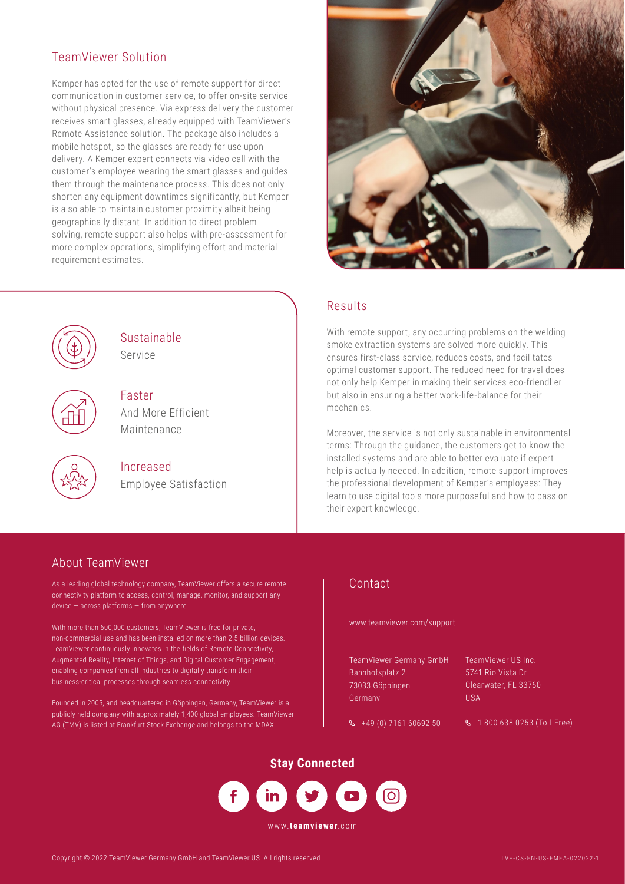## TeamViewer Solution

Kemper has opted for the use of remote support for direct communication in customer service, to offer on-site service without physical presence. Via express delivery the customer receives smart glasses, already equipped with TeamViewer's Remote Assistance solution. The package also includes a mobile hotspot, so the glasses are ready for use upon delivery. A Kemper expert connects via video call with the customer's employee wearing the smart glasses and guides them through the maintenance process. This does not only shorten any equipment downtimes significantly, but Kemper is also able to maintain customer proximity albeit being geographically distant. In addition to direct problem solving, remote support also helps with pre-assessment for more complex operations, simplifying effort and material requirement estimates.

**Sustainable** Service

**Faster** And More Efficient Maintenance

**Increased** Employee Satisfaction

## Results

With remote support, any occurring problems on the welding smoke extraction systems are solved more quickly. This ensures first-class service, reduces costs, and facilitates optimal customer support. The reduced need for travel does not only help Kemper in making their services eco-friendlier but also in ensuring a better work-life-balance for their mechanics.

Moreover, the service is not only sustainable in environmental terms: Through the guidance, the customers get to know the installed systems and are able to better evaluate if expert help is actually needed. In addition, remote support improves the professional development of Kemper's employees: They learn to use digital tools more purposeful and how to pass on their expert knowledge.

## About TeamViewer

As a leading global technology company, TeamViewer offers a secure remote connectivity platform to access, control, manage, monitor, and support any device — across platforms — from anywhere.

With more than 600,000 customers, TeamViewer is free for private, non-commercial use and has been installed on more than 2.5 billion devices. TeamViewer continuously innovates in the fields of Remote Connectivity, Augmented Reality, Internet of Things, and Digital Customer Engagement, enabling companies from all industries to digitally transform their business-critical processes through seamless connectivity.

Founded in 2005, and headquartered in Göppingen, Germany, TeamViewer is a publicly held company with approximately 1,400 global employees. TeamViewer AG (TMV) is listed at Frankfurt Stock Exchange and belongs to the MDAX.

## Contact

www.teamviewer.com/support

TeamViewer Germany GmbH
Bahnhofsplatz 2
73033 Göppingen
Germany

+49 (0) 7161 60692 50

TeamViewer US Inc.
5741 Rio Vista Dr
Clearwater, FL 33760
USA

1 800 638 0253 (Toll-Free)

**Stay Connected**

www.**teamviewer**.com

Copyright © 2022 TeamViewer Germany GmbH and TeamViewer US. All rights reserved.

TVF-CS-EN-US-EMEA-022022-1